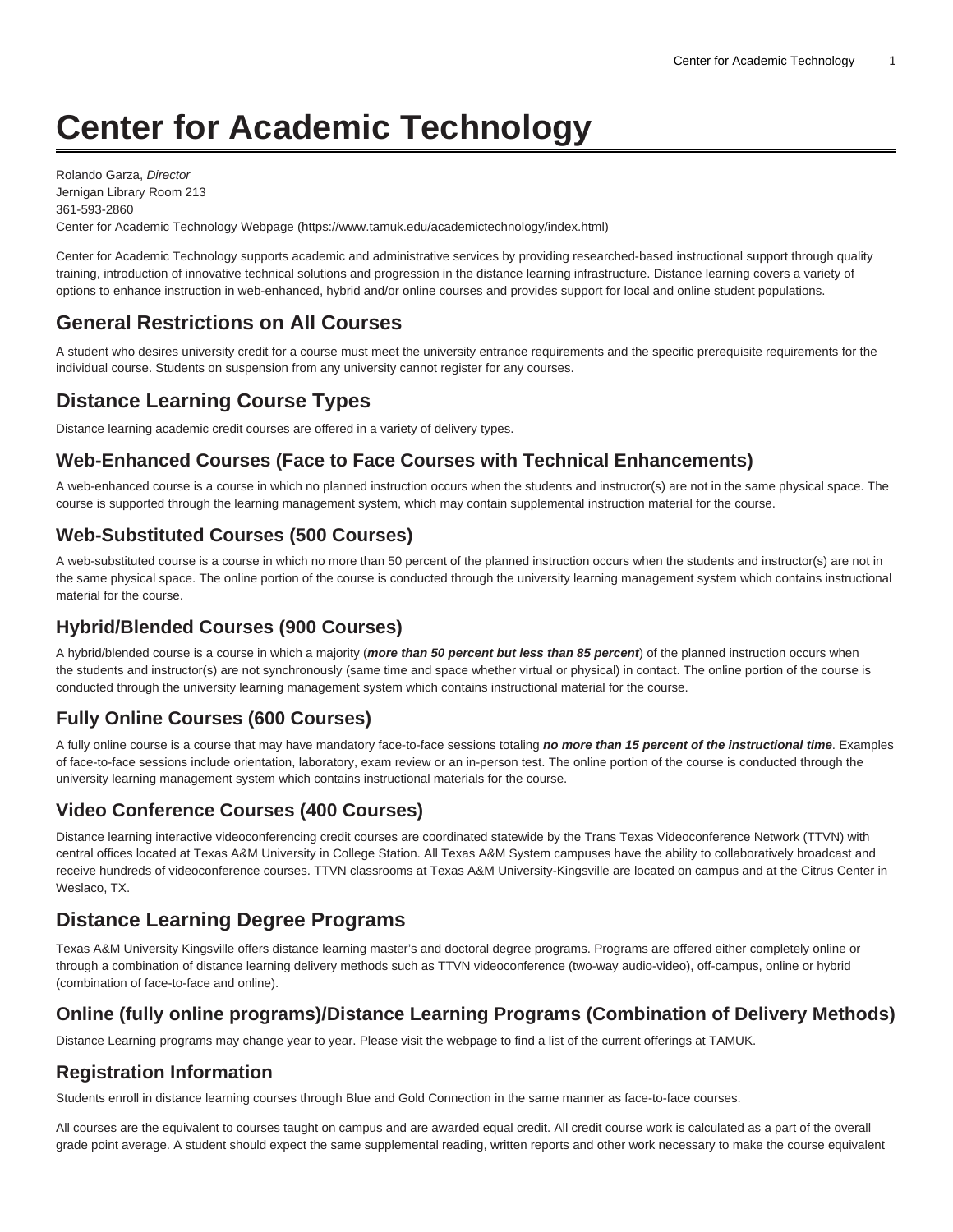# Center for Academic Technology

Rolando Garza, *Director*
Jernigan Library Room 213
361-593-2860
Center for Academic Technology Webpage (https://www.tamuk.edu/academictechnology/index.html)

Center for Academic Technology supports academic and administrative services by providing researched-based instructional support through quality training, introduction of innovative technical solutions and progression in the distance learning infrastructure. Distance learning covers a variety of options to enhance instruction in web-enhanced, hybrid and/or online courses and provides support for local and online student populations.

## General Restrictions on All Courses

A student who desires university credit for a course must meet the university entrance requirements and the specific prerequisite requirements for the individual course. Students on suspension from any university cannot register for any courses.

## Distance Learning Course Types

Distance learning academic credit courses are offered in a variety of delivery types.

### Web-Enhanced Courses (Face to Face Courses with Technical Enhancements)

A web-enhanced course is a course in which no planned instruction occurs when the students and instructor(s) are not in the same physical space. The course is supported through the learning management system, which may contain supplemental instruction material for the course.

### Web-Substituted Courses (500 Courses)

A web-substituted course is a course in which no more than 50 percent of the planned instruction occurs when the students and instructor(s) are not in the same physical space. The online portion of the course is conducted through the university learning management system which contains instructional material for the course.

### Hybrid/Blended Courses (900 Courses)

A hybrid/blended course is a course in which a majority (***more than 50 percent but less than 85 percent***) of the planned instruction occurs when the students and instructor(s) are not synchronously (same time and space whether virtual or physical) in contact. The online portion of the course is conducted through the university learning management system which contains instructional material for the course.

### Fully Online Courses (600 Courses)

A fully online course is a course that may have mandatory face-to-face sessions totaling ***no more than 15 percent of the instructional time***. Examples of face-to-face sessions include orientation, laboratory, exam review or an in-person test. The online portion of the course is conducted through the university learning management system which contains instructional materials for the course.

### Video Conference Courses (400 Courses)

Distance learning interactive videoconferencing credit courses are coordinated statewide by the Trans Texas Videoconference Network (TTVN) with central offices located at Texas A&M University in College Station. All Texas A&M System campuses have the ability to collaboratively broadcast and receive hundreds of videoconference courses. TTVN classrooms at Texas A&M University-Kingsville are located on campus and at the Citrus Center in Weslaco, TX.

## Distance Learning Degree Programs

Texas A&M University Kingsville offers distance learning master's and doctoral degree programs. Programs are offered either completely online or through a combination of distance learning delivery methods such as TTVN videoconference (two-way audio-video), off-campus, online or hybrid (combination of face-to-face and online).

### Online (fully online programs)/Distance Learning Programs (Combination of Delivery Methods)

Distance Learning programs may change year to year. Please visit the webpage to find a list of the current offerings at TAMUK.

## Registration Information

Students enroll in distance learning courses through Blue and Gold Connection in the same manner as face-to-face courses.

All courses are the equivalent to courses taught on campus and are awarded equal credit. All credit course work is calculated as a part of the overall grade point average. A student should expect the same supplemental reading, written reports and other work necessary to make the course equivalent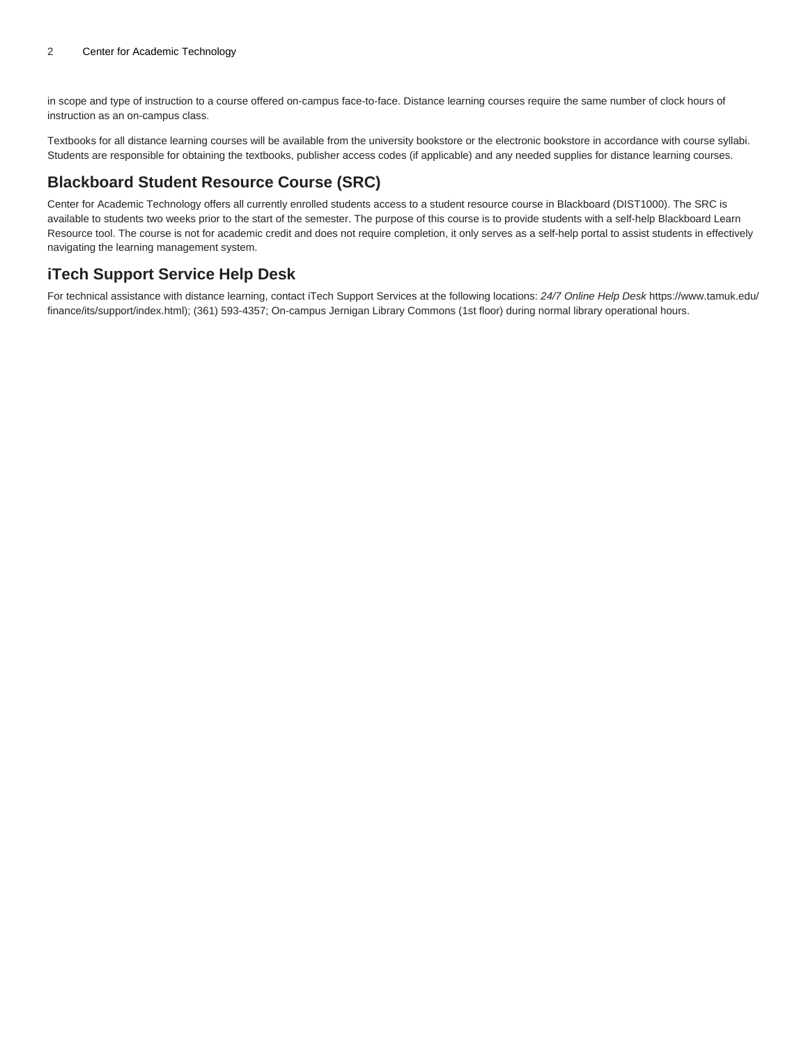in scope and type of instruction to a course offered on-campus face-to-face. Distance learning courses require the same number of clock hours of instruction as an on-campus class.

Textbooks for all distance learning courses will be available from the university bookstore or the electronic bookstore in accordance with course syllabi. Students are responsible for obtaining the textbooks, publisher access codes (if applicable) and any needed supplies for distance learning courses.

## Blackboard Student Resource Course (SRC)

Center for Academic Technology offers all currently enrolled students access to a student resource course in Blackboard (DIST1000). The SRC is available to students two weeks prior to the start of the semester. The purpose of this course is to provide students with a self-help Blackboard Learn Resource tool. The course is not for academic credit and does not require completion, it only serves as a self-help portal to assist students in effectively navigating the learning management system.

## iTech Support Service Help Desk

For technical assistance with distance learning, contact iTech Support Services at the following locations: *24/7 Online Help Desk* https://www.tamuk.edu/finance/its/support/index.html); (361) 593-4357; On-campus Jernigan Library Commons (1st floor) during normal library operational hours.